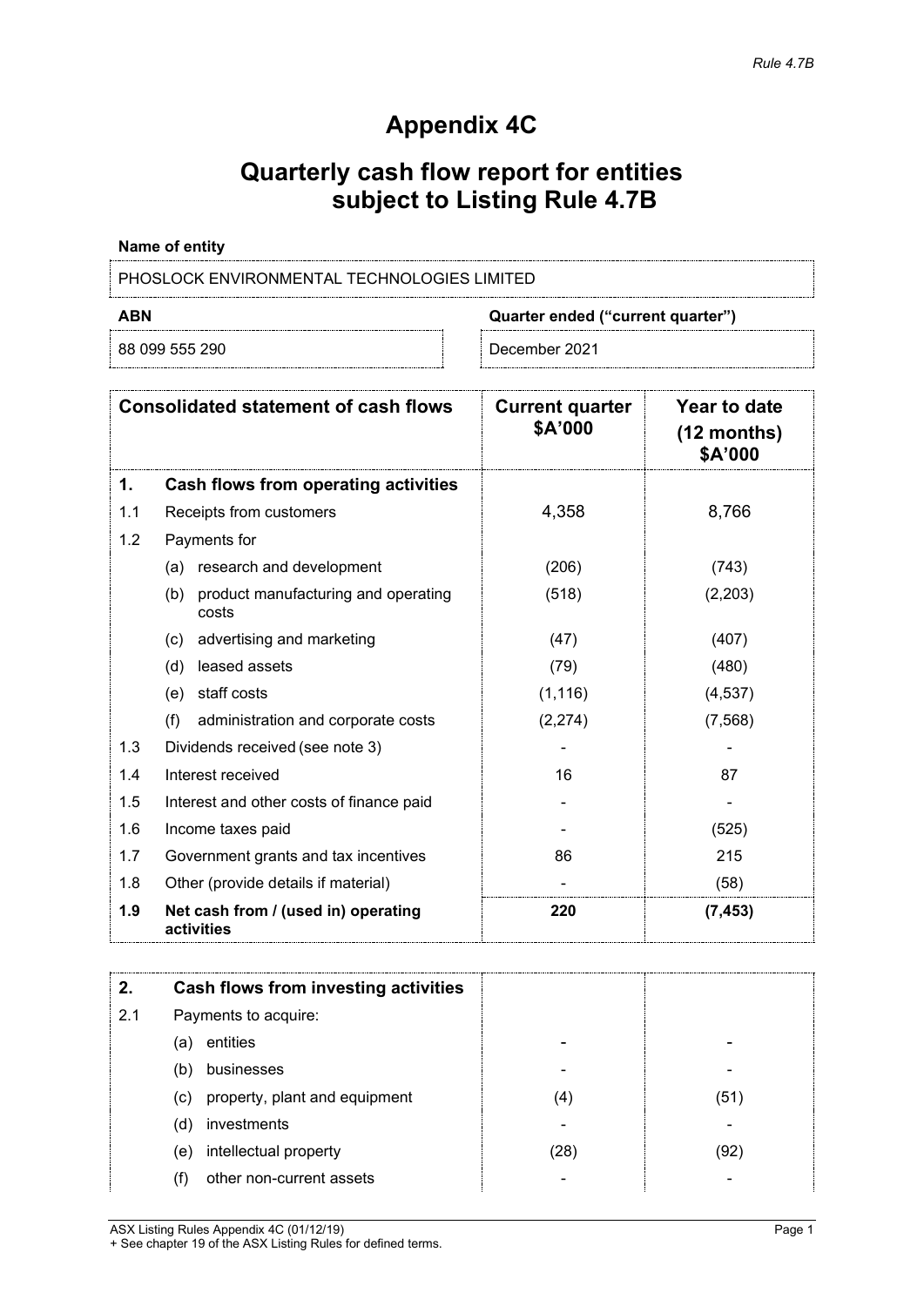*Rule 4.7B*

# Appendix 4C

## Quarterly cash flow report for entities subject to Listing Rule 4.7B

**Name of entity**

PHOSLOCK ENVIRONMENTAL TECHNOLOGIES LIMITED

| ABN | Quarter ended ("current quarter") |
|---|---|
| 88 099 555 290 | December 2021 |

| | Consolidated statement of cash flows | Current quarter $A'000 | Year to date (12 months) $A'000 |
|---|---|---|---|
| **1.** | **Cash flows from operating activities** | | |
| 1.1 | Receipts from customers | 4,358 | 8,766 |
| 1.2 | Payments for | | |
| | (a) research and development | (206) | (743) |
| | (b) product manufacturing and operating costs | (518) | (2,203) |
| | (c) advertising and marketing | (47) | (407) |
| | (d) leased assets | (79) | (480) |
| | (e) staff costs | (1,116) | (4,537) |
| | (f) administration and corporate costs | (2,274) | (7,568) |
| 1.3 | Dividends received (see note 3) | - | - |
| 1.4 | Interest received | 16 | 87 |
| 1.5 | Interest and other costs of finance paid | - | - |
| 1.6 | Income taxes paid | - | (525) |
| 1.7 | Government grants and tax incentives | 86 | 215 |
| 1.8 | Other (provide details if material) | - | (58) |
| **1.9** | **Net cash from / (used in) operating activities** | **220** | **(7,453)** |

| | | | |
|---|---|---|---|
| **2.** | **Cash flows from investing activities** | | |
| 2.1 | Payments to acquire: | | |
| | (a) entities | - | - |
| | (b) businesses | - | - |
| | (c) property, plant and equipment | (4) | (51) |
| | (d) investments | - | - |
| | (e) intellectual property | (28) | (92) |
| | (f) other non-current assets | - | - |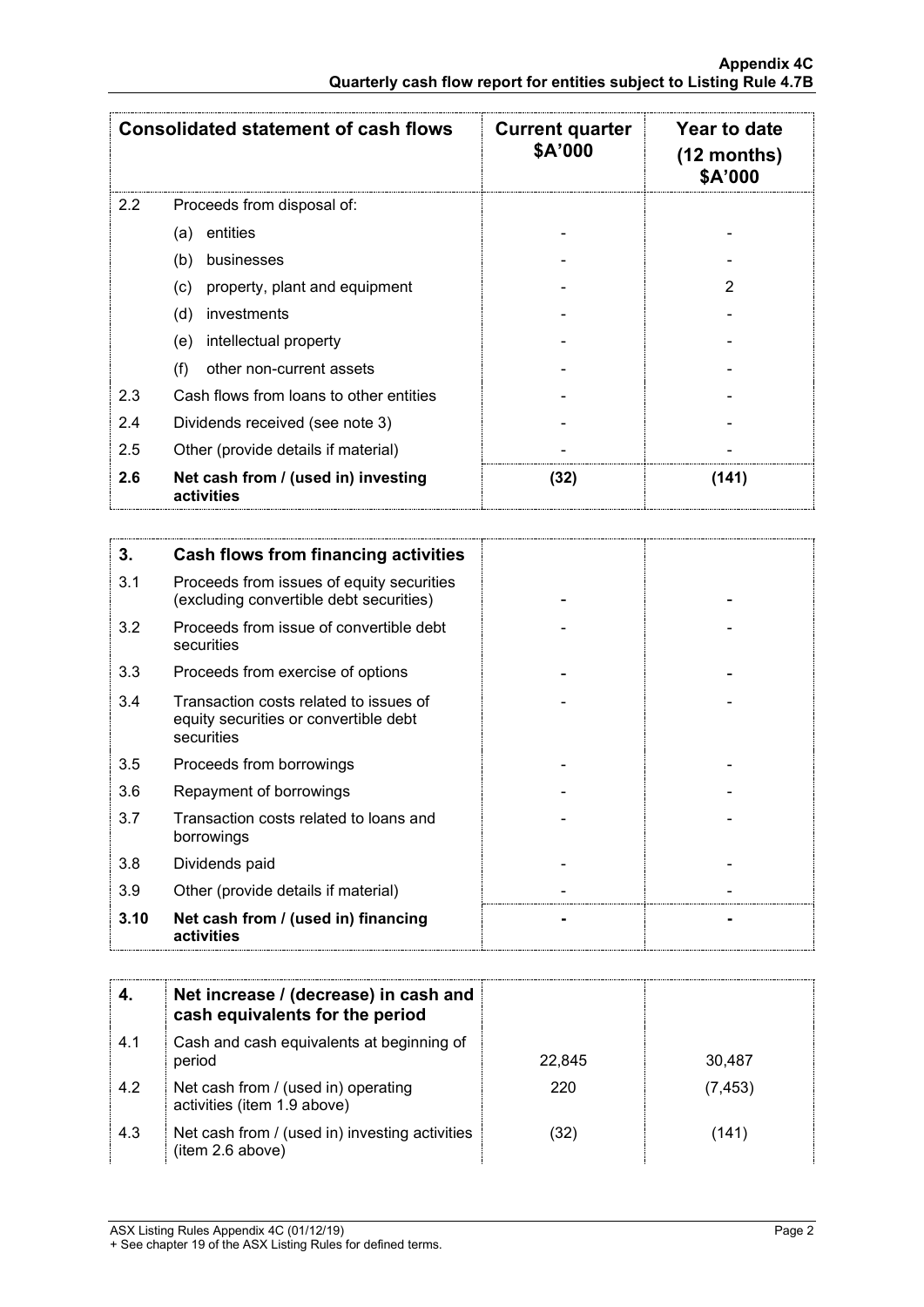| Consolidated statement of cash flows | | Current quarter $A'000 | Year to date (12 months) $A'000 |
|---|---|---|---|
| 2.2 | Proceeds from disposal of: | | |
| | (a) entities | - | - |
| | (b) businesses | - | - |
| | (c) property, plant and equipment | - | 2 |
| | (d) investments | - | - |
| | (e) intellectual property | - | - |
| | (f) other non-current assets | - | - |
| 2.3 | Cash flows from loans to other entities | - | - |
| 2.4 | Dividends received (see note 3) | - | - |
| 2.5 | Other (provide details if material) | - | - |
| **2.6** | **Net cash from / (used in) investing activities** | **(32)** | **(141)** |

| **3.** | **Cash flows from financing activities** | | |
|---|---|---|---|
| 3.1 | Proceeds from issues of equity securities (excluding convertible debt securities) | - | - |
| 3.2 | Proceeds from issue of convertible debt securities | - | - |
| 3.3 | Proceeds from exercise of options | - | - |
| 3.4 | Transaction costs related to issues of equity securities or convertible debt securities | - | - |
| 3.5 | Proceeds from borrowings | - | - |
| 3.6 | Repayment of borrowings | - | - |
| 3.7 | Transaction costs related to loans and borrowings | - | - |
| 3.8 | Dividends paid | - | - |
| 3.9 | Other (provide details if material) | - | - |
| **3.10** | **Net cash from / (used in) financing activities** | **-** | **-** |

| **4.** | **Net increase / (decrease) in cash and cash equivalents for the period** | | |
|---|---|---|---|
| 4.1 | Cash and cash equivalents at beginning of period | 22,845 | 30,487 |
| 4.2 | Net cash from / (used in) operating activities (item 1.9 above) | 220 | (7,453) |
| 4.3 | Net cash from / (used in) investing activities (item 2.6 above) | (32) | (141) |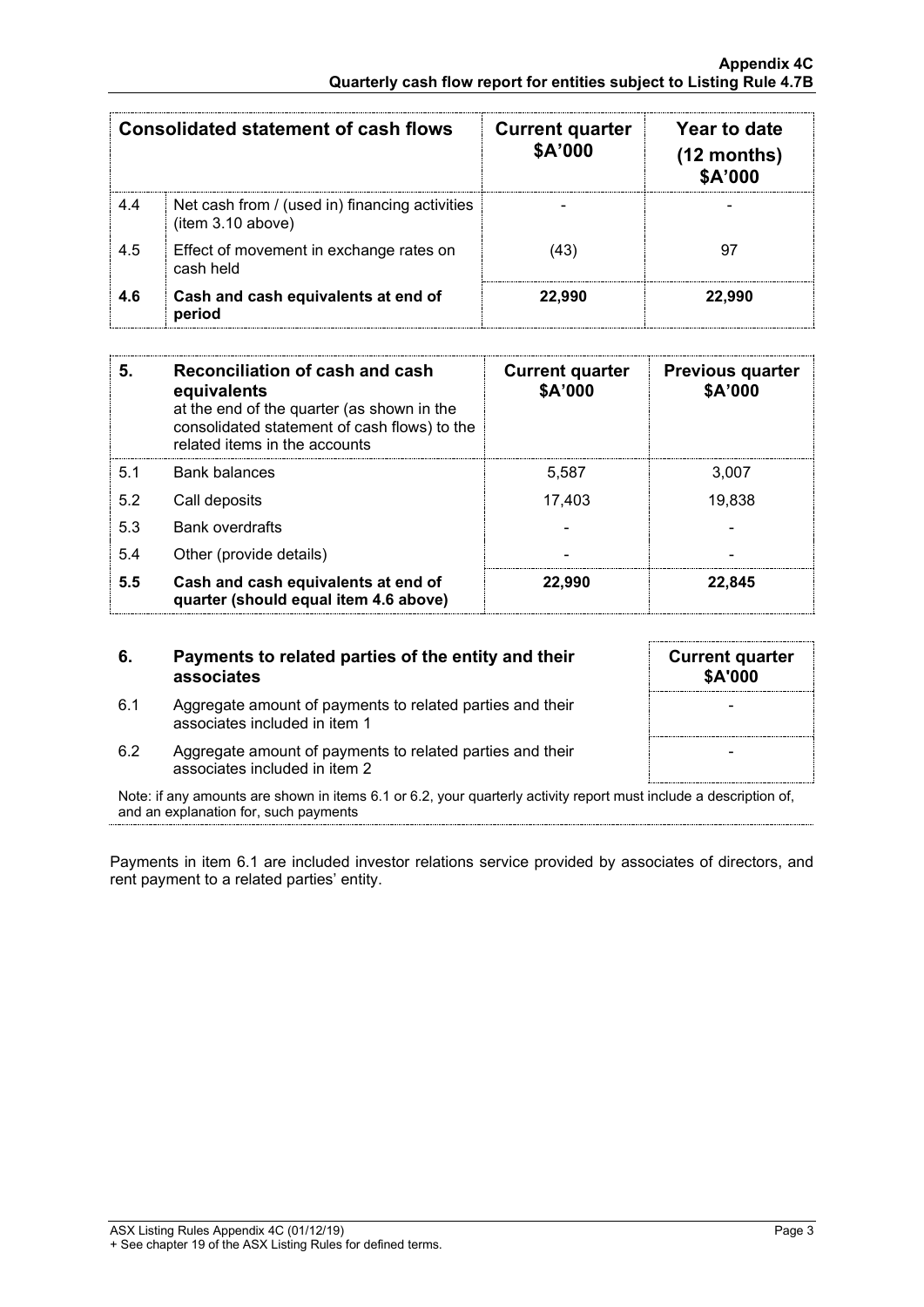| Consolidated statement of cash flows | | Current quarter $A'000 | Year to date (12 months) $A'000 |
|---|---|---|---|
| 4.4 | Net cash from / (used in) financing activities (item 3.10 above) | - | - |
| 4.5 | Effect of movement in exchange rates on cash held | (43) | 97 |
| **4.6** | **Cash and cash equivalents at end of period** | **22,990** | **22,990** |

| **5.** | **Reconciliation of cash and cash equivalents** at the end of the quarter (as shown in the consolidated statement of cash flows) to the related items in the accounts | **Current quarter $A'000** | **Previous quarter $A'000** |
|---|---|---|---|
| 5.1 | Bank balances | 5,587 | 3,007 |
| 5.2 | Call deposits | 17,403 | 19,838 |
| 5.3 | Bank overdrafts | - | - |
| 5.4 | Other (provide details) | - | - |
| **5.5** | **Cash and cash equivalents at end of quarter (should equal item 4.6 above)** | **22,990** | **22,845** |

| **6.** | **Payments to related parties of the entity and their associates** | **Current quarter $A'000** |
|---|---|---|
| 6.1 | Aggregate amount of payments to related parties and their associates included in item 1 | - |
| 6.2 | Aggregate amount of payments to related parties and their associates included in item 2 | - |

Note: if any amounts are shown in items 6.1 or 6.2, your quarterly activity report must include a description of, and an explanation for, such payments

Payments in item 6.1 are included investor relations service provided by associates of directors, and rent payment to a related parties' entity.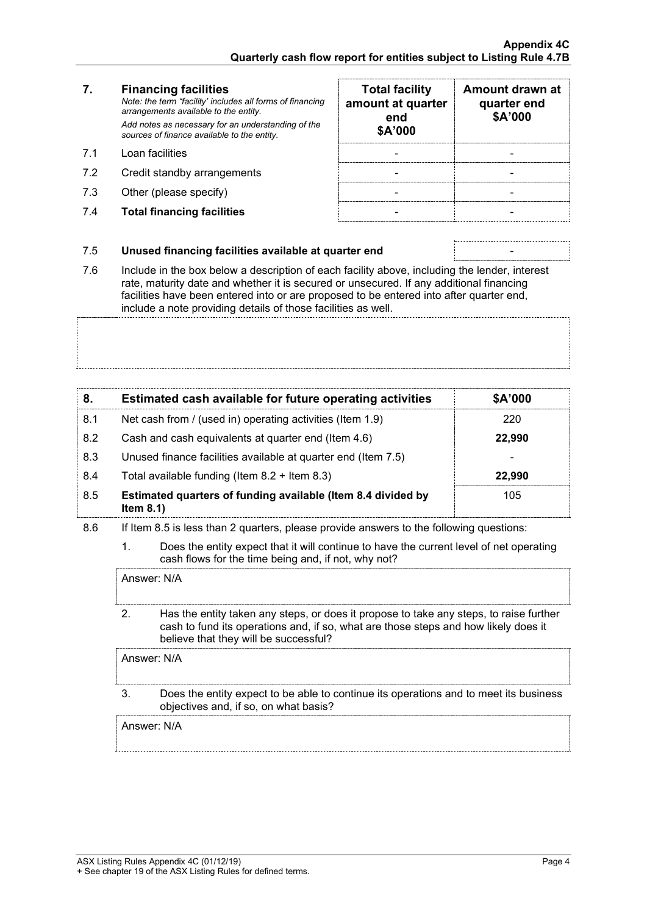| 7. | **Financing facilities** *Note: the term "facility' includes all forms of financing arrangements available to the entity.* *Add notes as necessary for an understanding of the sources of finance available to the entity.* | **Total facility amount at quarter end $A'000** | **Amount drawn at quarter end $A'000** |
|---|---|---|---|
| 7.1 | Loan facilities | - | - |
| 7.2 | Credit standby arrangements | - | - |
| 7.3 | Other (please specify) | - | - |
| 7.4 | **Total financing facilities** | - | - |

| | | |
|---|---|---|
| 7.5 | **Unused financing facilities available at quarter end** | - |

7.6 Include in the box below a description of each facility above, including the lender, interest rate, maturity date and whether it is secured or unsecured. If any additional financing facilities have been entered into or are proposed to be entered into after quarter end, include a note providing details of those facilities as well.

| 8. | **Estimated cash available for future operating activities** | **$A'000** |
|---|---|---|
| 8.1 | Net cash from / (used in) operating activities (Item 1.9) | 220 |
| 8.2 | Cash and cash equivalents at quarter end (Item 4.6) | **22,990** |
| 8.3 | Unused finance facilities available at quarter end (Item 7.5) | - |
| 8.4 | Total available funding (Item 8.2 + Item 8.3) | **22,990** |
| 8.5 | **Estimated quarters of funding available (Item 8.4 divided by Item 8.1)** | 105 |

8.6 If Item 8.5 is less than 2 quarters, please provide answers to the following questions:

1. Does the entity expect that it will continue to have the current level of net operating cash flows for the time being and, if not, why not?

   Answer: N/A

2. Has the entity taken any steps, or does it propose to take any steps, to raise further cash to fund its operations and, if so, what are those steps and how likely does it believe that they will be successful?

   Answer: N/A

3. Does the entity expect to be able to continue its operations and to meet its business objectives and, if so, on what basis?

   Answer: N/A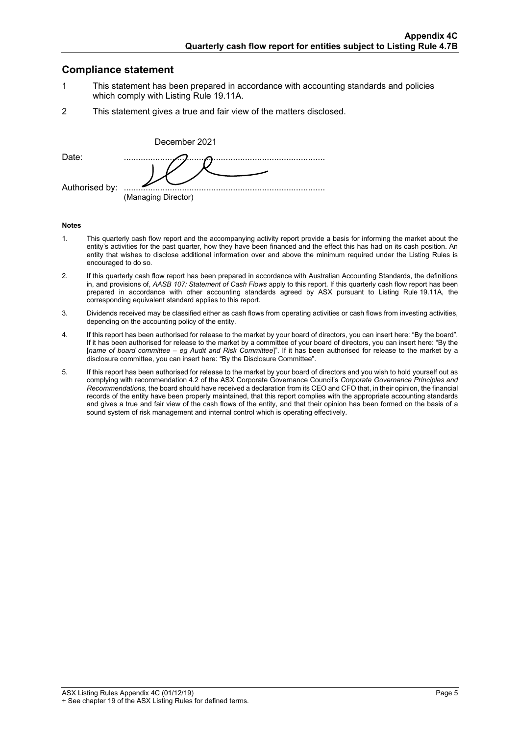## Compliance statement

1 This statement has been prepared in accordance with accounting standards and policies which comply with Listing Rule 19.11A.

2 This statement gives a true and fair view of the matters disclosed.

Date: December 2021

Authorised by: (Managing Director)

**Notes**

1. This quarterly cash flow report and the accompanying activity report provide a basis for informing the market about the entity's activities for the past quarter, how they have been financed and the effect this has had on its cash position. An entity that wishes to disclose additional information over and above the minimum required under the Listing Rules is encouraged to do so.

2. If this quarterly cash flow report has been prepared in accordance with Australian Accounting Standards, the definitions in, and provisions of, *AASB 107: Statement of Cash Flows* apply to this report. If this quarterly cash flow report has been prepared in accordance with other accounting standards agreed by ASX pursuant to Listing Rule 19.11A, the corresponding equivalent standard applies to this report.

3. Dividends received may be classified either as cash flows from operating activities or cash flows from investing activities, depending on the accounting policy of the entity.

4. If this report has been authorised for release to the market by your board of directors, you can insert here: "By the board". If it has been authorised for release to the market by a committee of your board of directors, you can insert here: "By the [*name of board committee – eg Audit and Risk Committee*]". If it has been authorised for release to the market by a disclosure committee, you can insert here: "By the Disclosure Committee".

5. If this report has been authorised for release to the market by your board of directors and you wish to hold yourself out as complying with recommendation 4.2 of the ASX Corporate Governance Council's *Corporate Governance Principles and Recommendations*, the board should have received a declaration from its CEO and CFO that, in their opinion, the financial records of the entity have been properly maintained, that this report complies with the appropriate accounting standards and gives a true and fair view of the cash flows of the entity, and that their opinion has been formed on the basis of a sound system of risk management and internal control which is operating effectively.